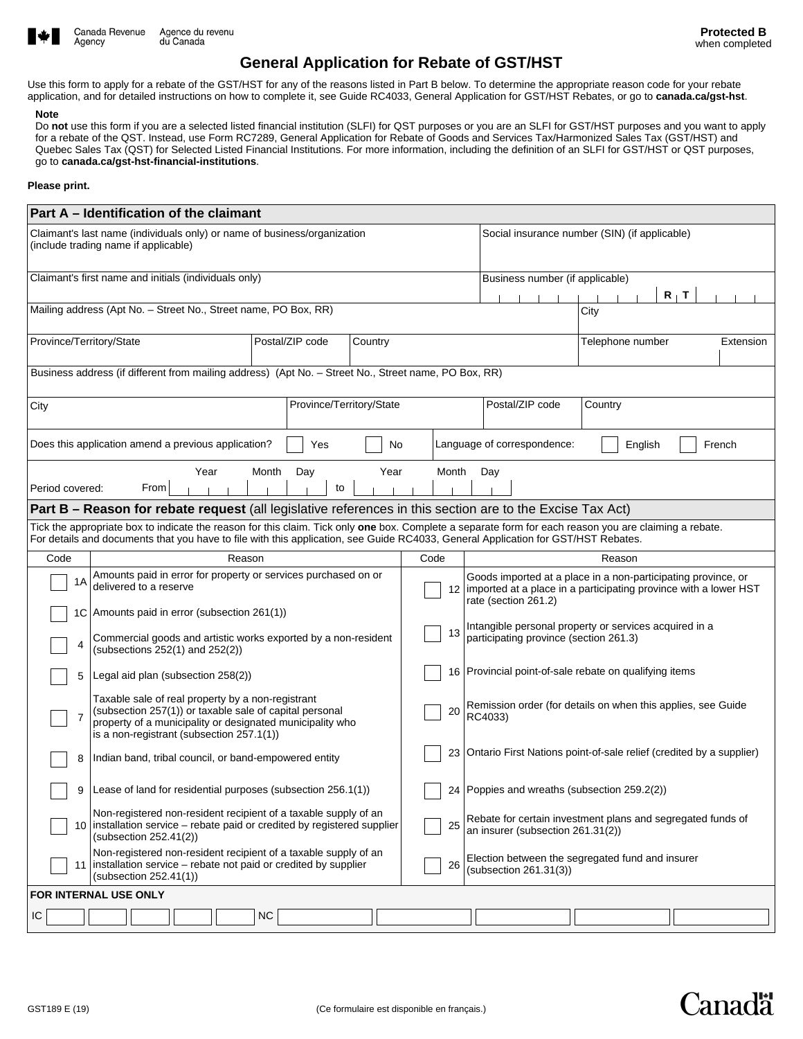Canada Revenue Agency / Agence du revenu du Canada

**Protected B**
when completed

# General Application for Rebate of GST/HST

Use this form to apply for a rebate of the GST/HST for any of the reasons listed in Part B below. To determine the appropriate reason code for your rebate application, and for detailed instructions on how to complete it, see Guide RC4033, General Application for GST/HST Rebates, or go to **canada.ca/gst-hst**.

**Note**
Do **not** use this form if you are a selected listed financial institution (SLFI) for QST purposes or you are an SLFI for GST/HST purposes and you want to apply for a rebate of the QST. Instead, use Form RC7289, General Application for Rebate of Goods and Services Tax/Harmonized Sales Tax (GST/HST) and Quebec Sales Tax (QST) for Selected Listed Financial Institutions. For more information, including the definition of an SLFI for GST/HST or QST purposes, go to **canada.ca/gst-hst-financial-institutions**.

**Please print.**

## Part A – Identification of the claimant

| | |
|---|---|
| Claimant's last name (individuals only) or name of business/organization (include trading name if applicable) | Social insurance number (SIN) (if applicable) |
| Claimant's first name and initials (individuals only) | Business number (if applicable) R T |
| Mailing address (Apt No. – Street No., Street name, PO Box, RR) | City |

| Province/Territory/State | Postal/ZIP code | Country | Telephone number | Extension |
|---|---|---|---|---|
| | | | | |

Business address (if different from mailing address) (Apt No. – Street No., Street name, PO Box, RR)

| City | Province/Territory/State | Postal/ZIP code | Country |
|---|---|---|---|
| | | | |

Does this application amend a previous application? ☐ Yes ☐ No

Language of correspondence: ☐ English ☐ French

Period covered: From Year Month Day to Year Month Day

## Part B – Reason for rebate request (all legislative references in this section are to the Excise Tax Act)

Tick the appropriate box to indicate the reason for this claim. Tick only **one** box. Complete a separate form for each reason you are claiming a rebate. For details and documents that you have to file with this application, see Guide RC4033, General Application for GST/HST Rebates.

| Code | Reason | Code | Reason |
|---|---|---|---|
| ☐ 1A | Amounts paid in error for property or services purchased on or delivered to a reserve | ☐ 12 | Goods imported at a place in a non-participating province, or imported at a place in a participating province with a lower HST rate (section 261.2) |
| ☐ 1C | Amounts paid in error (subsection 261(1)) | ☐ 13 | Intangible personal property or services acquired in a participating province (section 261.3) |
| ☐ 4 | Commercial goods and artistic works exported by a non-resident (subsections 252(1) and 252(2)) | ☐ 16 | Provincial point-of-sale rebate on qualifying items |
| ☐ 5 | Legal aid plan (subsection 258(2)) | ☐ 20 | Remission order (for details on when this applies, see Guide RC4033) |
| ☐ 7 | Taxable sale of real property by a non-registrant (subsection 257(1)) or taxable sale of capital personal property of a municipality or designated municipality who is a non-registrant (subsection 257.1(1)) | ☐ 23 | Ontario First Nations point-of-sale relief (credited by a supplier) |
| ☐ 8 | Indian band, tribal council, or band-empowered entity | ☐ 24 | Poppies and wreaths (subsection 259.2(2)) |
| ☐ 9 | Lease of land for residential purposes (subsection 256.1(1)) | ☐ 25 | Rebate for certain investment plans and segregated funds of an insurer (subsection 261.31(2)) |
| ☐ 10 | Non-registered non-resident recipient of a taxable supply of an installation service – rebate paid or credited by registered supplier (subsection 252.41(2)) | ☐ 26 | Election between the segregated fund and insurer (subsection 261.31(3)) |
| ☐ 11 | Non-registered non-resident recipient of a taxable supply of an installation service – rebate not paid or credited by supplier (subsection 252.41(1)) | | |

**FOR INTERNAL USE ONLY**

IC | NC

GST189 E (19)

(Ce formulaire est disponible en français.)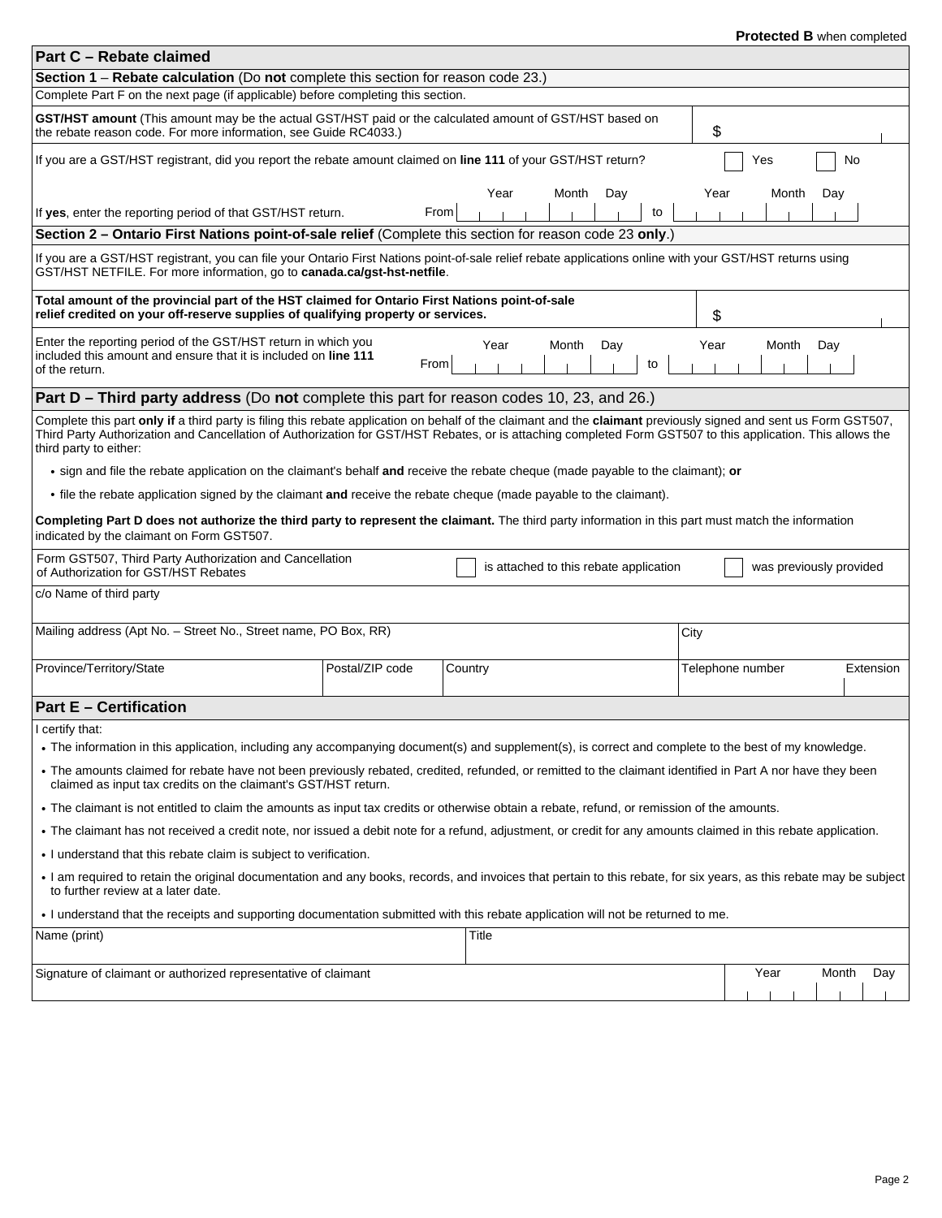**Protected B** when completed

## Part C – Rebate claimed

### Section 1 – Rebate calculation (Do **not** complete this section for reason code 23.)

Complete Part F on the next page (if applicable) before completing this section.

**GST/HST amount** (This amount may be the actual GST/HST paid or the calculated amount of GST/HST based on the rebate reason code. For more information, see Guide RC4033.) $

If you are a GST/HST registrant, did you report the rebate amount claimed on **line 111** of your GST/HST return? ☐ Yes ☐ No

If **yes**, enter the reporting period of that GST/HST return. From Year Month Day to Year Month Day

### Section 2 – Ontario First Nations point-of-sale relief (Complete this section for reason code 23 **only**.)

If you are a GST/HST registrant, you can file your Ontario First Nations point-of-sale relief rebate applications online with your GST/HST returns using GST/HST NETFILE. For more information, go to **canada.ca/gst-hst-netfile**.

**Total amount of the provincial part of the HST claimed for Ontario First Nations point-of-sale relief credited on your off-reserve supplies of qualifying property or services.** $

Enter the reporting period of the GST/HST return in which you included this amount and ensure that it is included on **line 111** of the return. From Year Month Day to Year Month Day

## Part D – Third party address (Do **not** complete this part for reason codes 10, 23, and 26.)

Complete this part **only if** a third party is filing this rebate application on behalf of the claimant and the **claimant** previously signed and sent us Form GST507, Third Party Authorization and Cancellation of Authorization for GST/HST Rebates, or is attaching completed Form GST507 to this application. This allows the third party to either:

- sign and file the rebate application on the claimant's behalf **and** receive the rebate cheque (made payable to the claimant); **or**
- file the rebate application signed by the claimant **and** receive the rebate cheque (made payable to the claimant).

**Completing Part D does not authorize the third party to represent the claimant.** The third party information in this part must match the information indicated by the claimant on Form GST507.

Form GST507, Third Party Authorization and Cancellation of Authorization for GST/HST Rebates ☐ is attached to this rebate application ☐ was previously provided

| c/o Name of third party | | | | |
|---|---|---|---|---|
| Mailing address (Apt No. – Street No., Street name, PO Box, RR) | | | City | |
| Province/Territory/State | Postal/ZIP code | Country | Telephone number | Extension |

## Part E – Certification

I certify that:

- The information in this application, including any accompanying document(s) and supplement(s), is correct and complete to the best of my knowledge.
- The amounts claimed for rebate have not been previously rebated, credited, refunded, or remitted to the claimant identified in Part A nor have they been claimed as input tax credits on the claimant's GST/HST return.
- The claimant is not entitled to claim the amounts as input tax credits or otherwise obtain a rebate, refund, or remission of the amounts.
- The claimant has not received a credit note, nor issued a debit note for a refund, adjustment, or credit for any amounts claimed in this rebate application.
- I understand that this rebate claim is subject to verification.
- I am required to retain the original documentation and any books, records, and invoices that pertain to this rebate, for six years, as this rebate may be subject to further review at a later date.
- I understand that the receipts and supporting documentation submitted with this rebate application will not be returned to me.

| Name (print) | Title |
|---|---|
| Signature of claimant or authorized representative of claimant | Year Month Day |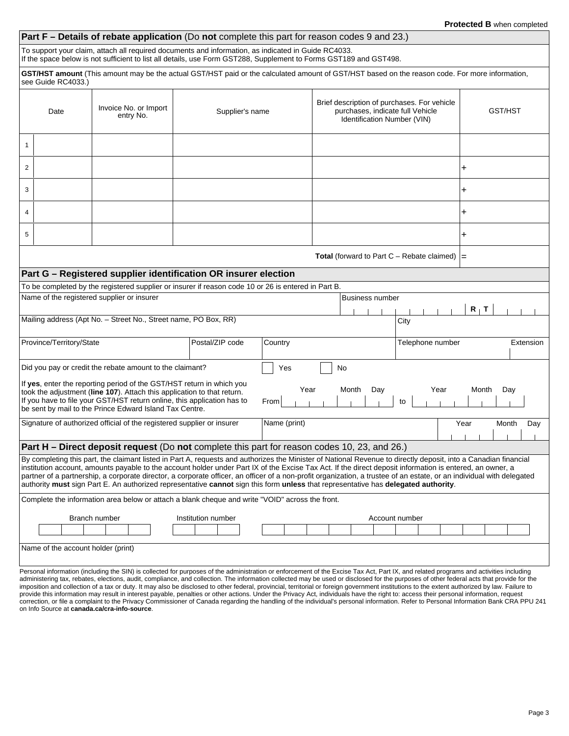**Protected B** when completed

## Part F – Details of rebate application (Do **not** complete this part for reason codes 9 and 23.)

To support your claim, attach all required documents and information, as indicated in Guide RC4033.
If the space below is not sufficient to list all details, use Form GST288, Supplement to Forms GST189 and GST498.

**GST/HST amount** (This amount may be the actual GST/HST paid or the calculated amount of GST/HST based on the reason code. For more information, see Guide RC4033.)

| | Date | Invoice No. or Import entry No. | Supplier's name | Brief description of purchases. For vehicle purchases, indicate full Vehicle Identification Number (VIN) | GST/HST |
|---|---|---|---|---|---|
| 1 | | | | | |
| 2 | | | | | + |
| 3 | | | | | + |
| 4 | | | | | + |
| 5 | | | | | + |
| | | | | **Total** (forward to Part C – Rebate claimed) | = |

## Part G – Registered supplier identification OR insurer election

To be completed by the registered supplier or insurer if reason code 10 or 26 is entered in Part B.

| Name of the registered supplier or insurer | | | Business number: R T |
|---|---|---|---|
| Mailing address (Apt No. – Street No., Street name, PO Box, RR) | | | City |
| Province/Territory/State | Postal/ZIP code | Country | Telephone number / Extension |

Did you pay or credit the rebate amount to the claimant? ☐ Yes ☐ No

If **yes**, enter the reporting period of the GST/HST return in which you took the adjustment (**line 107**). Attach this application to that return. If you have to file your GST/HST return online, this application has to be sent by mail to the Prince Edward Island Tax Centre.

From: Year Month Day to: Year Month Day

| Signature of authorized official of the registered supplier or insurer | Name (print) | Year Month Day |
|---|---|---|
| | | |

## Part H – Direct deposit request (Do **not** complete this part for reason codes 10, 23, and 26.)

By completing this part, the claimant listed in Part A, requests and authorizes the Minister of National Revenue to directly deposit, into a Canadian financial institution account, amounts payable to the account holder under Part IX of the Excise Tax Act. If the direct deposit information is entered, an owner, a partner of a partnership, a corporate director, a corporate officer, an officer of a non-profit organization, a trustee of an estate, or an individual with delegated authority **must** sign Part E. An authorized representative **cannot** sign this form **unless** that representative has **delegated authority**.

Complete the information area below or attach a blank cheque and write "VOID" across the front.

| Branch number | Institution number | Account number |
|---|---|---|
| | | |

Name of the account holder (print)

Personal information (including the SIN) is collected for purposes of the administration or enforcement of the Excise Tax Act, Part IX, and related programs and activities including administering tax, rebates, elections, audit, compliance, and collection. The information collected may be used or disclosed for the purposes of other federal acts that provide for the imposition and collection of a tax or duty. It may also be disclosed to other federal, provincial, territorial or foreign government institutions to the extent authorized by law. Failure to provide this information may result in interest payable, penalties or other actions. Under the Privacy Act, individuals have the right to: access their personal information, request correction, or file a complaint to the Privacy Commissioner of Canada regarding the handling of the individual's personal information. Refer to Personal Information Bank CRA PPU 241 on Info Source at **canada.ca/cra-info-source**.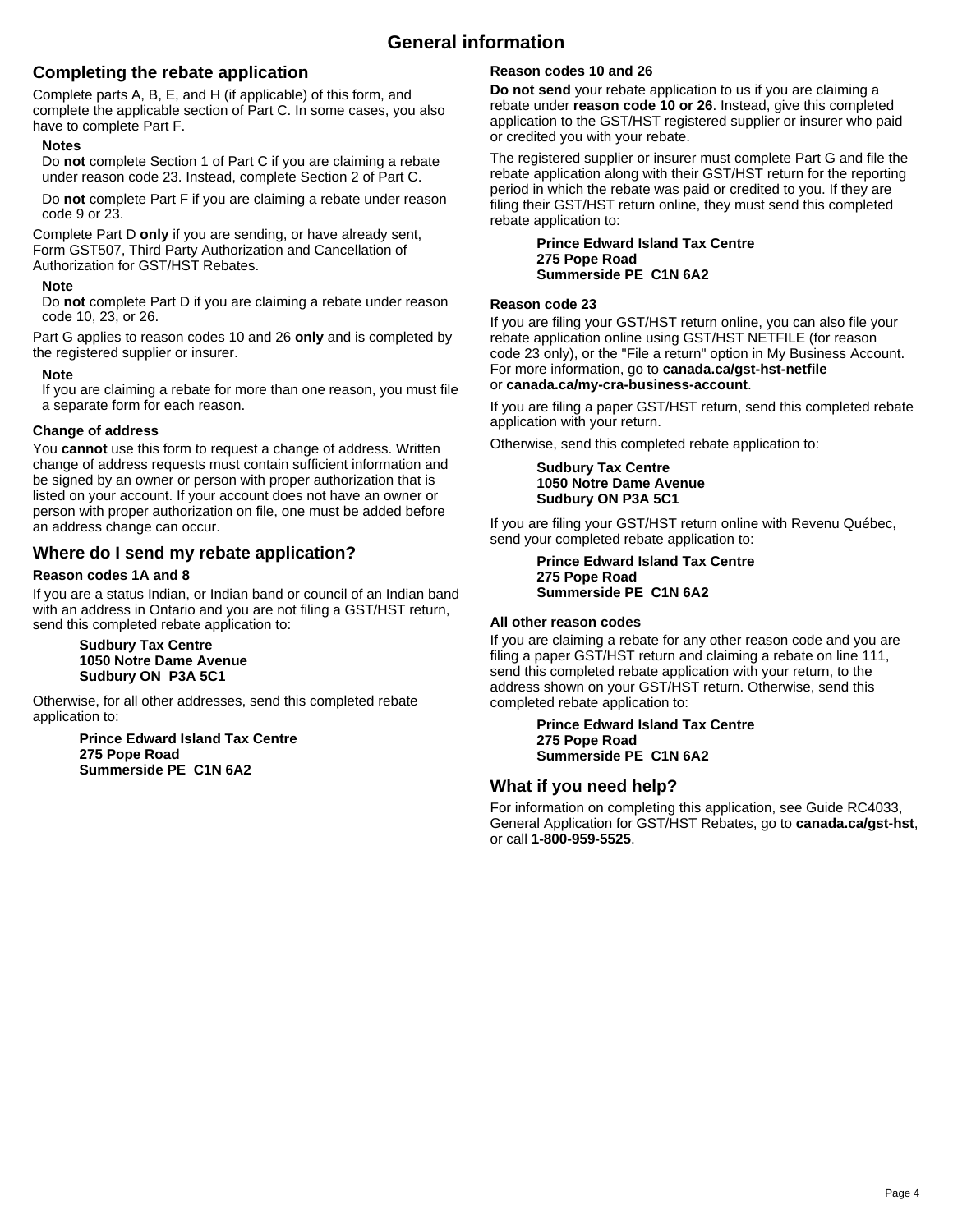# General information

## Completing the rebate application

Complete parts A, B, E, and H (if applicable) of this form, and complete the applicable section of Part C. In some cases, you also have to complete Part F.

**Notes**

Do **not** complete Section 1 of Part C if you are claiming a rebate under reason code 23. Instead, complete Section 2 of Part C.

Do **not** complete Part F if you are claiming a rebate under reason code 9 or 23.

Complete Part D **only** if you are sending, or have already sent, Form GST507, Third Party Authorization and Cancellation of Authorization for GST/HST Rebates.

**Note**

Do **not** complete Part D if you are claiming a rebate under reason code 10, 23, or 26.

Part G applies to reason codes 10 and 26 **only** and is completed by the registered supplier or insurer.

**Note**

If you are claiming a rebate for more than one reason, you must file a separate form for each reason.

### Change of address

You **cannot** use this form to request a change of address. Written change of address requests must contain sufficient information and be signed by an owner or person with proper authorization that is listed on your account. If your account does not have an owner or person with proper authorization on file, one must be added before an address change can occur.

## Where do I send my rebate application?

### Reason codes 1A and 8

If you are a status Indian, or Indian band or council of an Indian band with an address in Ontario and you are not filing a GST/HST return, send this completed rebate application to:

**Sudbury Tax Centre**
**1050 Notre Dame Avenue**
**Sudbury ON P3A 5C1**

Otherwise, for all other addresses, send this completed rebate application to:

**Prince Edward Island Tax Centre**
**275 Pope Road**
**Summerside PE C1N 6A2**

### Reason codes 10 and 26

**Do not send** your rebate application to us if you are claiming a rebate under **reason code 10 or 26**. Instead, give this completed application to the GST/HST registered supplier or insurer who paid or credited you with your rebate.

The registered supplier or insurer must complete Part G and file the rebate application along with their GST/HST return for the reporting period in which the rebate was paid or credited to you. If they are filing their GST/HST return online, they must send this completed rebate application to:

**Prince Edward Island Tax Centre**
**275 Pope Road**
**Summerside PE C1N 6A2**

### Reason code 23

If you are filing your GST/HST return online, you can also file your rebate application online using GST/HST NETFILE (for reason code 23 only), or the "File a return" option in My Business Account. For more information, go to **canada.ca/gst-hst-netfile** or **canada.ca/my-cra-business-account**.

If you are filing a paper GST/HST return, send this completed rebate application with your return.

Otherwise, send this completed rebate application to:

**Sudbury Tax Centre**
**1050 Notre Dame Avenue**
**Sudbury ON P3A 5C1**

If you are filing your GST/HST return online with Revenu Québec, send your completed rebate application to:

**Prince Edward Island Tax Centre**
**275 Pope Road**
**Summerside PE C1N 6A2**

### All other reason codes

If you are claiming a rebate for any other reason code and you are filing a paper GST/HST return and claiming a rebate on line 111, send this completed rebate application with your return, to the address shown on your GST/HST return. Otherwise, send this completed rebate application to:

**Prince Edward Island Tax Centre**
**275 Pope Road**
**Summerside PE C1N 6A2**

## What if you need help?

For information on completing this application, see Guide RC4033, General Application for GST/HST Rebates, go to **canada.ca/gst-hst**, or call **1-800-959-5525**.